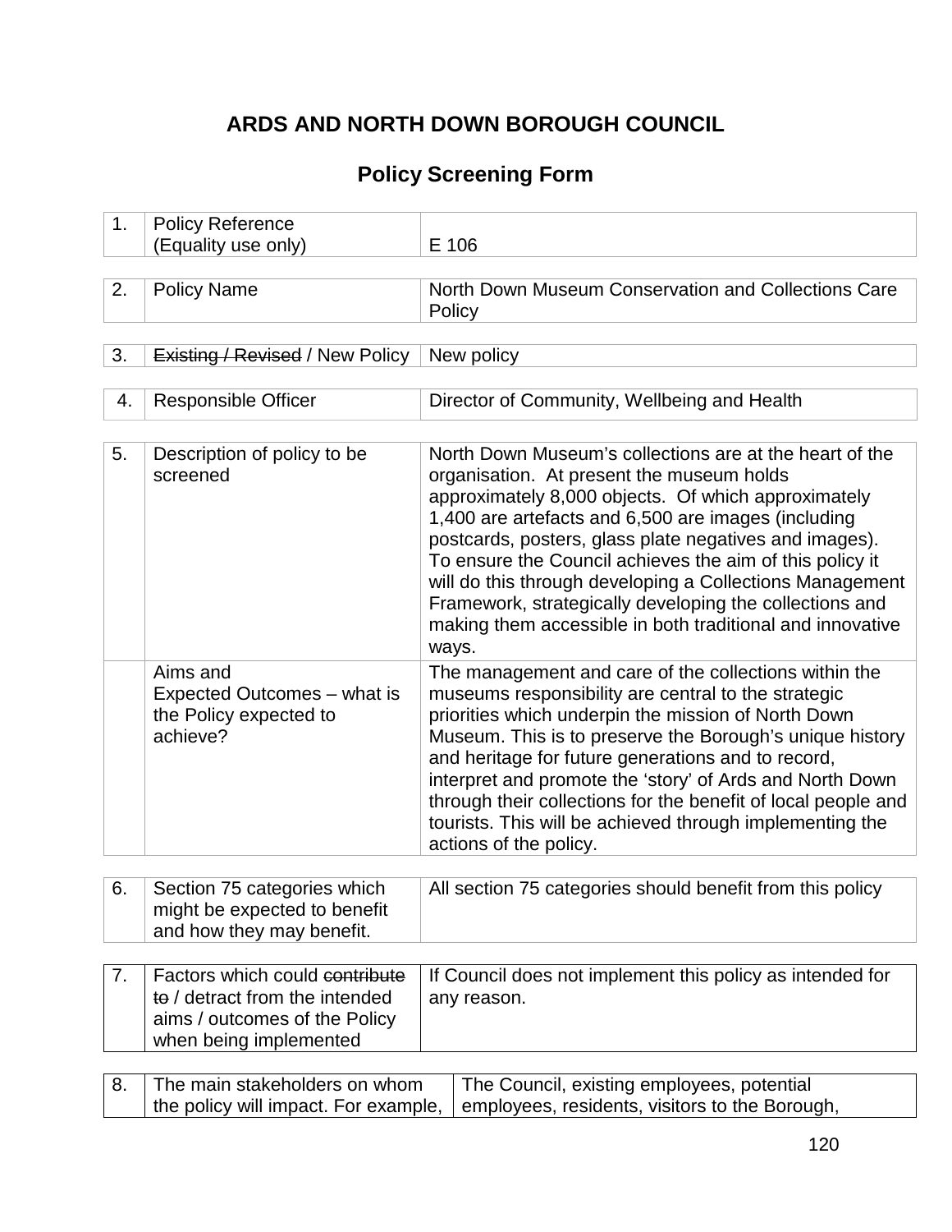# ARDS AND NORTH DOWN BOROUGH COUNCIL

## Policy Screening Form

| | | |
|---|---|---|
| 1. | Policy Reference (Equality use only) | E 106 |

| | | |
|---|---|---|
| 2. | Policy Name | North Down Museum Conservation and Collections Care Policy |

| | | |
|---|---|---|
| 3. | ~~Existing / Revised~~ / New Policy | New policy |

| | | |
|---|---|---|
| 4. | Responsible Officer | Director of Community, Wellbeing and Health |

| | | |
|---|---|---|
| 5. | Description of policy to be screened | North Down Museum's collections are at the heart of the organisation. At present the museum holds approximately 8,000 objects. Of which approximately 1,400 are artefacts and 6,500 are images (including postcards, posters, glass plate negatives and images). To ensure the Council achieves the aim of this policy it will do this through developing a Collections Management Framework, strategically developing the collections and making them accessible in both traditional and innovative ways. |
| | Aims and Expected Outcomes – what is the Policy expected to achieve? | The management and care of the collections within the museums responsibility are central to the strategic priorities which underpin the mission of North Down Museum. This is to preserve the Borough's unique history and heritage for future generations and to record, interpret and promote the 'story' of Ards and North Down through their collections for the benefit of local people and tourists. This will be achieved through implementing the actions of the policy. |

| | | |
|---|---|---|
| 6. | Section 75 categories which might be expected to benefit and how they may benefit. | All section 75 categories should benefit from this policy |

| | | |
|---|---|---|
| 7. | Factors which could ~~contribute to~~ / detract from the intended aims / outcomes of the Policy when being implemented | If Council does not implement this policy as intended for any reason. |

| | | |
|---|---|---|
| 8. | The main stakeholders on whom the policy will impact. For example, | The Council, existing employees, potential employees, residents, visitors to the Borough, |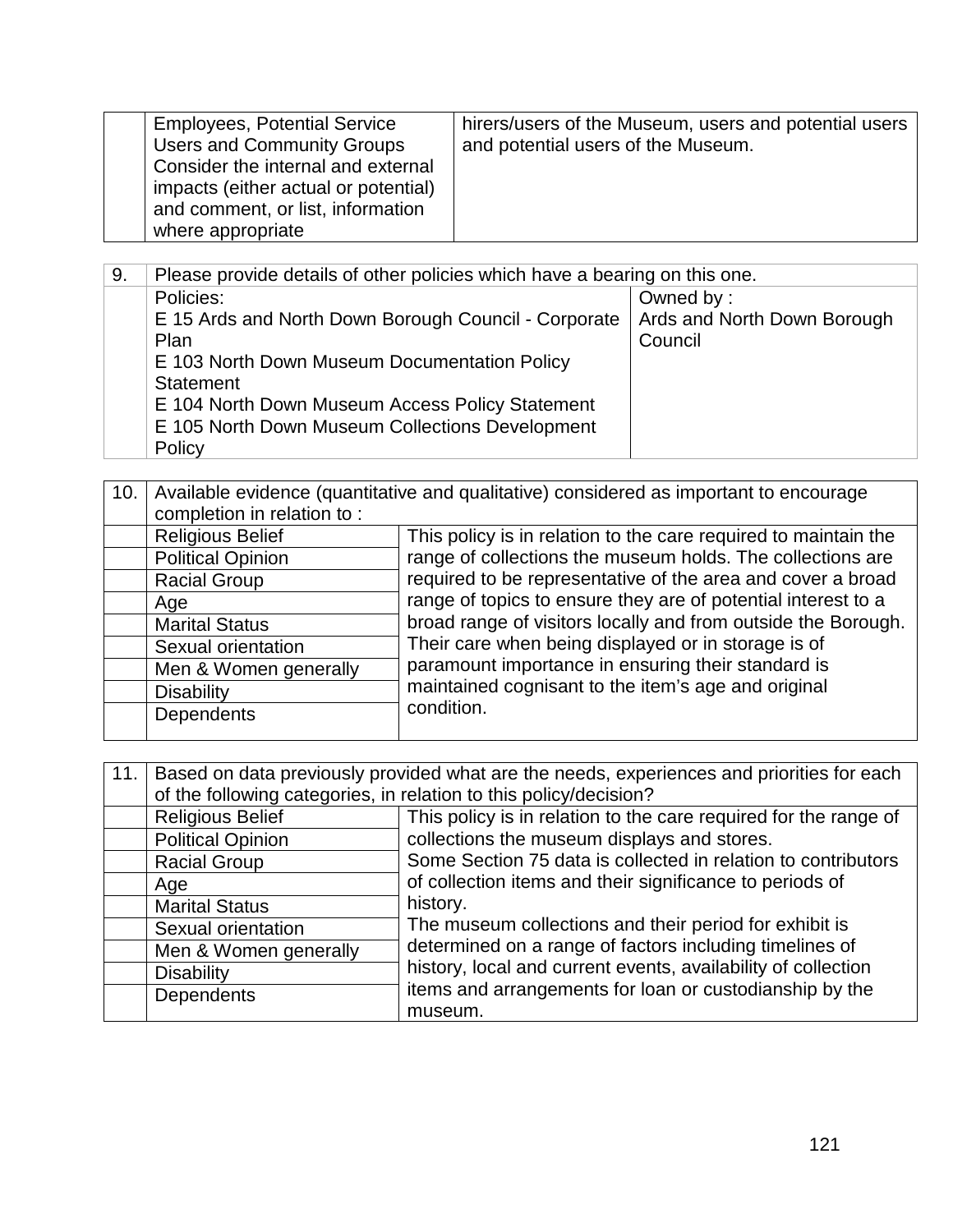|  | Employees, Potential Service Users and Community Groups Consider the internal and external impacts (either actual or potential) and comment, or list, information where appropriate | hirers/users of the Museum, users and potential users and potential users of the Museum. |
|---|---|---|

| 9. | Please provide details of other policies which have a bearing on this one. | |
|---|---|---|
|  | Policies:<br>E 15 Ards and North Down Borough Council - Corporate Plan<br>E 103 North Down Museum Documentation Policy Statement<br>E 104 North Down Museum Access Policy Statement<br>E 105 North Down Museum Collections Development Policy | Owned by :<br>Ards and North Down Borough Council |

| 10. | Available evidence (quantitative and qualitative) considered as important to encourage completion in relation to : | |
|---|---|---|
|  | Religious Belief | This policy is in relation to the care required to maintain the range of collections the museum holds. The collections are required to be representative of the area and cover a broad range of topics to ensure they are of potential interest to a broad range of visitors locally and from outside the Borough. Their care when being displayed or in storage is of paramount importance in ensuring their standard is maintained cognisant to the item's age and original condition. |
|  | Political Opinion | |
|  | Racial Group | |
|  | Age | |
|  | Marital Status | |
|  | Sexual orientation | |
|  | Men & Women generally | |
|  | Disability | |
|  | Dependents | |

| 11. | Based on data previously provided what are the needs, experiences and priorities for each of the following categories, in relation to this policy/decision? | |
|---|---|---|
|  | Religious Belief | This policy is in relation to the care required for the range of collections the museum displays and stores.<br>Some Section 75 data is collected in relation to contributors of collection items and their significance to periods of history.<br>The museum collections and their period for exhibit is determined on a range of factors including timelines of history, local and current events, availability of collection items and arrangements for loan or custodianship by the museum. |
|  | Political Opinion | |
|  | Racial Group | |
|  | Age | |
|  | Marital Status | |
|  | Sexual orientation | |
|  | Men & Women generally | |
|  | Disability | |
|  | Dependents | |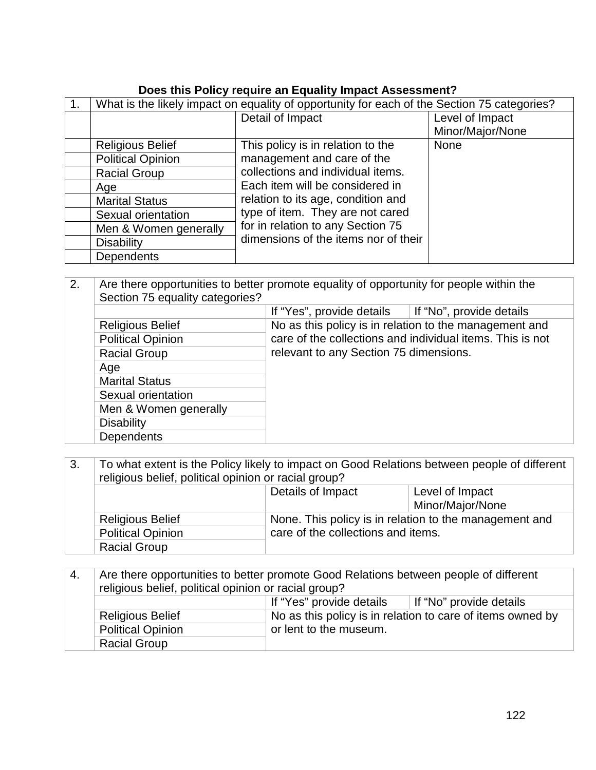**Does this Policy require an Equality Impact Assessment?**

| 1. | What is the likely impact on equality of opportunity for each of the Section 75 categories? | | |
|---|---|---|---|
| | | Detail of Impact | Level of Impact Minor/Major/None |
| | Religious Belief | This policy is in relation to the management and care of the collections and individual items. Each item will be considered in relation to its age, condition and type of item. They are not cared for in relation to any Section 75 dimensions of the items nor of their | None |
| | Political Opinion | | |
| | Racial Group | | |
| | Age | | |
| | Marital Status | | |
| | Sexual orientation | | |
| | Men & Women generally | | |
| | Disability | | |
| | Dependents | | |

| 2. | Are there opportunities to better promote equality of opportunity for people within the Section 75 equality categories? | | |
|---|---|---|---|
| | | If "Yes", provide details | If "No", provide details |
| | Religious Belief | No as this policy is in relation to the management and care of the collections and individual items. This is not relevant to any Section 75 dimensions. | |
| | Political Opinion | | |
| | Racial Group | | |
| | Age | | |
| | Marital Status | | |
| | Sexual orientation | | |
| | Men & Women generally | | |
| | Disability | | |
| | Dependents | | |

| 3. | To what extent is the Policy likely to impact on Good Relations between people of different religious belief, political opinion or racial group? | | |
|---|---|---|---|
| | | Details of Impact | Level of Impact Minor/Major/None |
| | Religious Belief | None. This policy is in relation to the management and care of the collections and items. | |
| | Political Opinion | | |
| | Racial Group | | |

| 4. | Are there opportunities to better promote Good Relations between people of different religious belief, political opinion or racial group? | | |
|---|---|---|---|
| | | If "Yes" provide details | If "No" provide details |
| | Religious Belief | No as this policy is in relation to care of items owned by or lent to the museum. | |
| | Political Opinion | | |
| | Racial Group | | |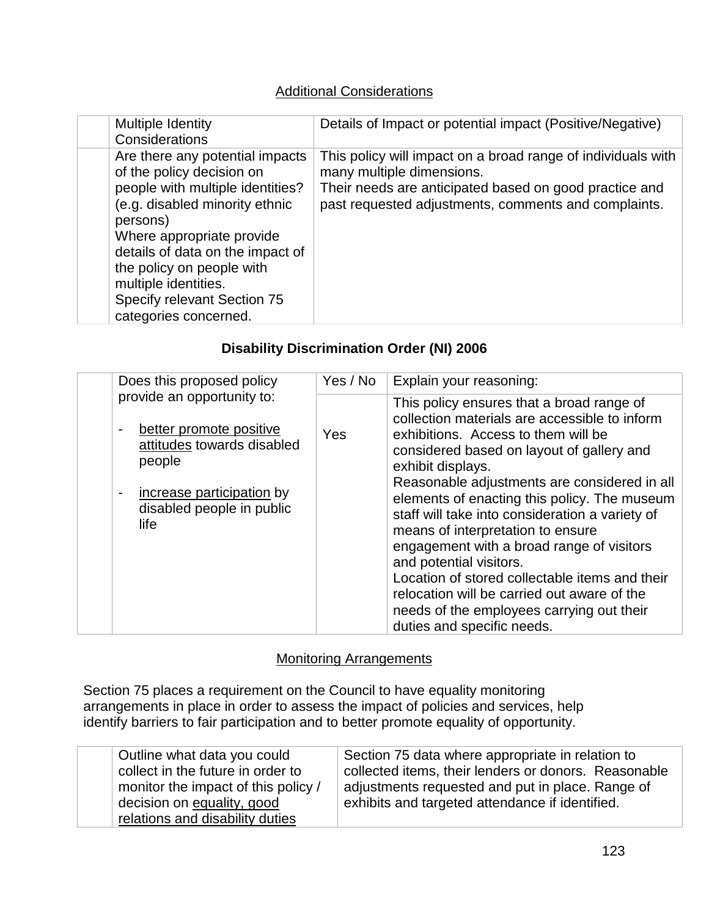## Additional Considerations

| | Multiple Identity Considerations | Details of Impact or potential impact (Positive/Negative) |
|---|---|---|
| | Are there any potential impacts of the policy decision on people with multiple identities? (e.g. disabled minority ethnic persons)<br>Where appropriate provide details of data on the impact of the policy on people with multiple identities.<br>Specify relevant Section 75 categories concerned. | This policy will impact on a broad range of individuals with many multiple dimensions.<br>Their needs are anticipated based on good practice and past requested adjustments, comments and complaints. |

## Disability Discrimination Order (NI) 2006

| | Does this proposed policy provide an opportunity to:<br><br>- better promote positive attitudes towards disabled people<br><br>- increase participation by disabled people in public life | Yes / No | Explain your reasoning: |
|---|---|---|---|
| | | Yes | This policy ensures that a broad range of collection materials are accessible to inform exhibitions. Access to them will be considered based on layout of gallery and exhibit displays.<br>Reasonable adjustments are considered in all elements of enacting this policy. The museum staff will take into consideration a variety of means of interpretation to ensure engagement with a broad range of visitors and potential visitors.<br>Location of stored collectable items and their relocation will be carried out aware of the needs of the employees carrying out their duties and specific needs. |

## Monitoring Arrangements

Section 75 places a requirement on the Council to have equality monitoring arrangements in place in order to assess the impact of policies and services, help identify barriers to fair participation and to better promote equality of opportunity.

| | Outline what data you could collect in the future in order to monitor the impact of this policy / decision on equality, good relations and disability duties | Section 75 data where appropriate in relation to collected items, their lenders or donors. Reasonable adjustments requested and put in place. Range of exhibits and targeted attendance if identified. |
|---|---|---|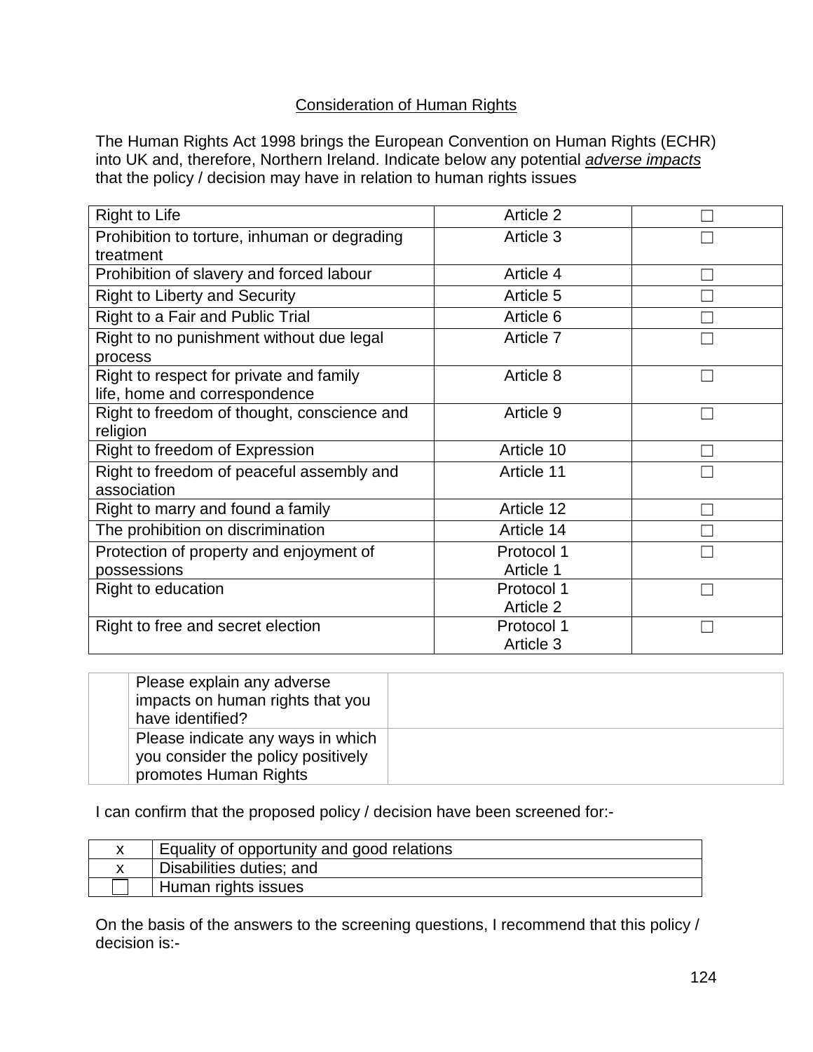## Consideration of Human Rights

The Human Rights Act 1998 brings the European Convention on Human Rights (ECHR) into UK and, therefore, Northern Ireland. Indicate below any potential *adverse impacts* that the policy / decision may have in relation to human rights issues

| | | |
|---|---|---|
| Right to Life | Article 2 | ☐ |
| Prohibition to torture, inhuman or degrading treatment | Article 3 | ☐ |
| Prohibition of slavery and forced labour | Article 4 | ☐ |
| Right to Liberty and Security | Article 5 | ☐ |
| Right to a Fair and Public Trial | Article 6 | ☐ |
| Right to no punishment without due legal process | Article 7 | ☐ |
| Right to respect for private and family life, home and correspondence | Article 8 | ☐ |
| Right to freedom of thought, conscience and religion | Article 9 | ☐ |
| Right to freedom of Expression | Article 10 | ☐ |
| Right to freedom of peaceful assembly and association | Article 11 | ☐ |
| Right to marry and found a family | Article 12 | ☐ |
| The prohibition on discrimination | Article 14 | ☐ |
| Protection of property and enjoyment of possessions | Protocol 1 Article 1 | ☐ |
| Right to education | Protocol 1 Article 2 | ☐ |
| Right to free and secret election | Protocol 1 Article 3 | ☐ |

| | | |
|---|---|---|
| | Please explain any adverse impacts on human rights that you have identified? | |
| | Please indicate any ways in which you consider the policy positively promotes Human Rights | |

I can confirm that the proposed policy / decision have been screened for:-

| | |
|---|---|
| x | Equality of opportunity and good relations |
| x | Disabilities duties; and |
| ☐ | Human rights issues |

On the basis of the answers to the screening questions, I recommend that this policy / decision is:-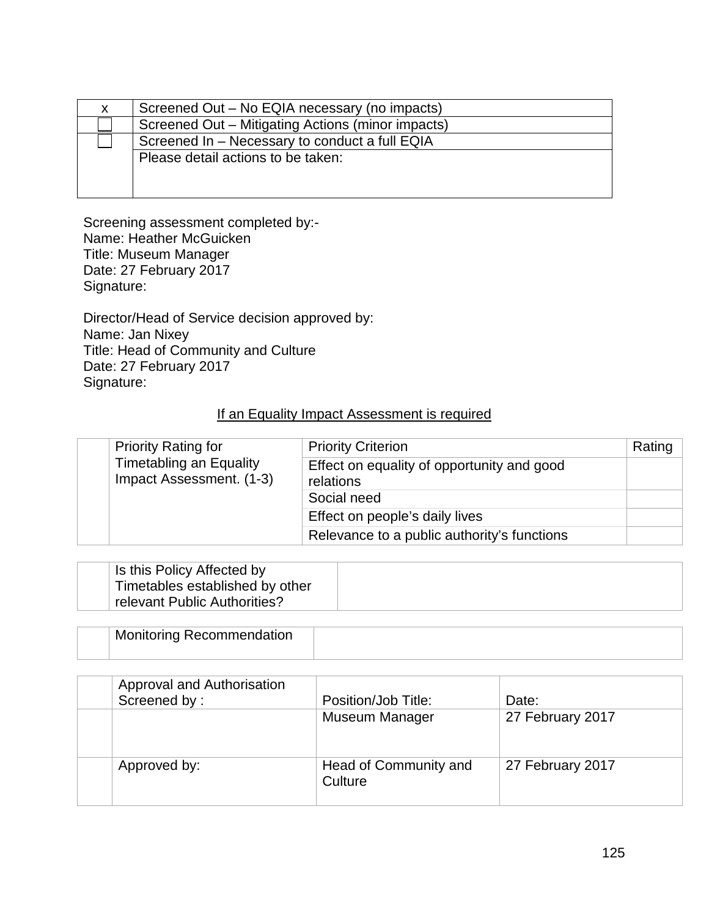| | |
|---|---|
| x | Screened Out – No EQIA necessary (no impacts) |
| ☐ | Screened Out – Mitigating Actions (minor impacts) |
| ☐ | Screened In – Necessary to conduct a full EQIA |
| | Please detail actions to be taken: |

Screening assessment completed by:-
Name: Heather McGuicken
Title: Museum Manager
Date: 27 February 2017
Signature:

Director/Head of Service decision approved by:
Name: Jan Nixey
Title: Head of Community and Culture
Date: 27 February 2017
Signature:

<u>If an Equality Impact Assessment is required</u>

| | | | |
|---|---|---|---|
| | Priority Rating for Timetabling an Equality Impact Assessment. (1-3) | Priority Criterion | Rating |
| | | Effect on equality of opportunity and good relations | |
| | | Social need | |
| | | Effect on people's daily lives | |
| | | Relevance to a public authority's functions | |

| | | |
|---|---|---|
| | Is this Policy Affected by Timetables established by other relevant Public Authorities? | |

| | | |
|---|---|---|
| | Monitoring Recommendation | |

| | | | |
|---|---|---|---|
| | Approval and Authorisation Screened by : | Position/Job Title: | Date: |
| | | Museum Manager | 27 February 2017 |
| | Approved by: | Head of Community and Culture | 27 February 2017 |